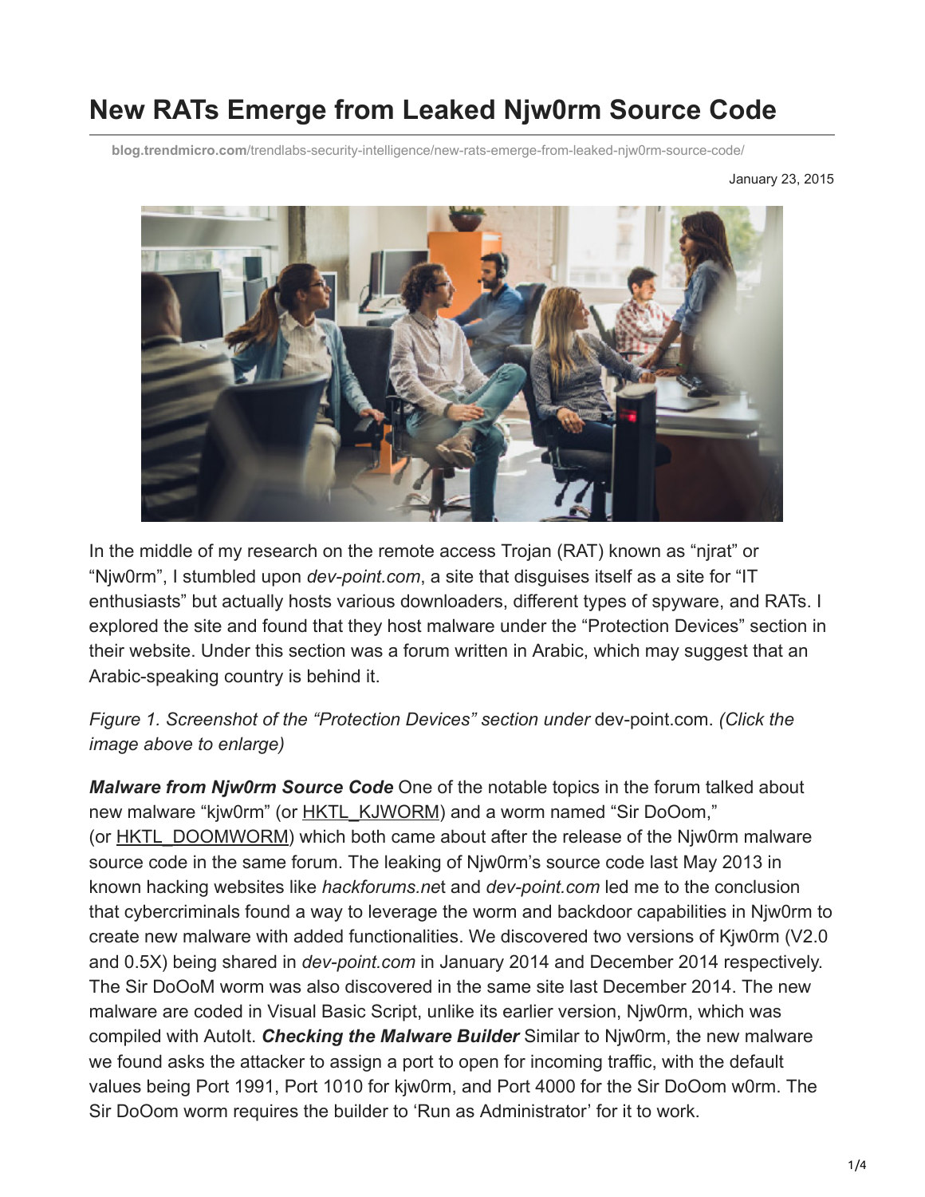# New RATs Emerge from Leaked Njw0rm Source Code

blog.trendmicro.com/trendlabs-security-intelligence/new-rats-emerge-from-leaked-njw0rm-source-code/

January 23, 2015

In the middle of my research on the remote access Trojan (RAT) known as "njrat" or "Njw0rm", I stumbled upon *dev-point.com*, a site that disguises itself as a site for "IT enthusiasts" but actually hosts various downloaders, different types of spyware, and RATs. I explored the site and found that they host malware under the "Protection Devices" section in their website. Under this section was a forum written in Arabic, which may suggest that an Arabic-speaking country is behind it.

*Figure 1. Screenshot of the "Protection Devices" section under* dev-point.com. *(Click the image above to enlarge)*

***Malware from Njw0rm Source Code*** One of the notable topics in the forum talked about new malware "kjw0rm" (or HKTL_KJWORM) and a worm named "Sir DoOom," (or HKTL_DOOMWORM) which both came about after the release of the Njw0rm malware source code in the same forum. The leaking of Njw0rm's source code last May 2013 in known hacking websites like *hackforums.ne*t and *dev-point.com* led me to the conclusion that cybercriminals found a way to leverage the worm and backdoor capabilities in Njw0rm to create new malware with added functionalities. We discovered two versions of Kjw0rm (V2.0 and 0.5X) being shared in *dev-point.com* in January 2014 and December 2014 respectively. The Sir DoOoM worm was also discovered in the same site last December 2014. The new malware are coded in Visual Basic Script, unlike its earlier version, Njw0rm, which was compiled with AutoIt. ***Checking the Malware Builder*** Similar to Njw0rm, the new malware we found asks the attacker to assign a port to open for incoming traffic, with the default values being Port 1991, Port 1010 for kjw0rm, and Port 4000 for the Sir DoOom w0rm. The Sir DoOom worm requires the builder to 'Run as Administrator' for it to work.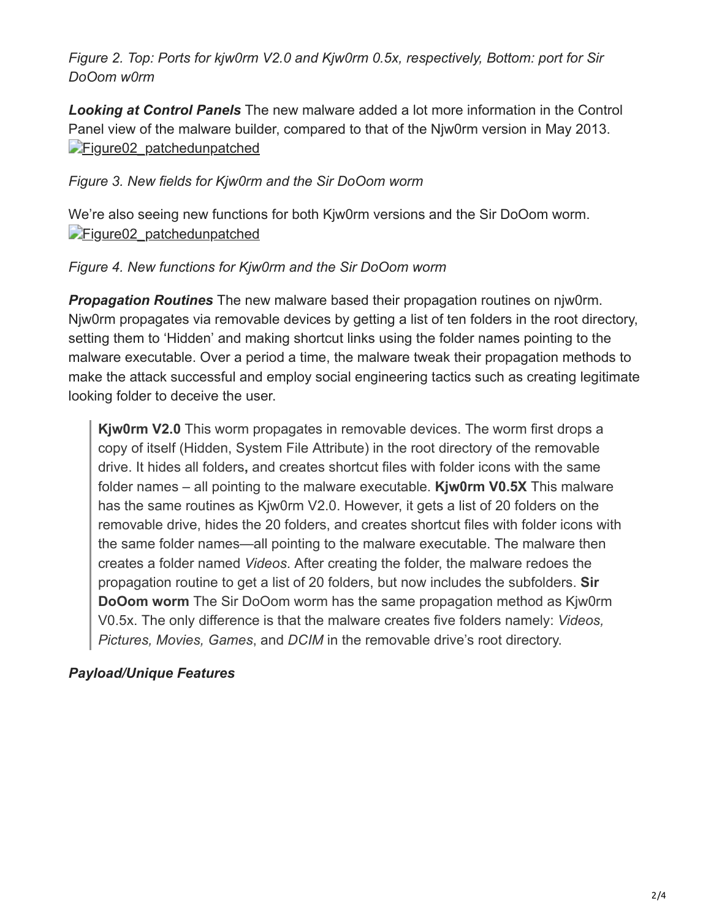*Figure 2. Top: Ports for kjw0rm V2.0 and Kjw0rm 0.5x, respectively, Bottom: port for Sir DoOom w0rm*

***Looking at Control Panels*** The new malware added a lot more information in the Control Panel view of the malware builder, compared to that of the Njw0rm version in May 2013. Figure02_patchedunpatched

*Figure 3. New fields for Kjw0rm and the Sir DoOom worm*

We're also seeing new functions for both Kjw0rm versions and the Sir DoOom worm. Figure02_patchedunpatched

*Figure 4. New functions for Kjw0rm and the Sir DoOom worm*

***Propagation Routines*** The new malware based their propagation routines on njw0rm. Njw0rm propagates via removable devices by getting a list of ten folders in the root directory, setting them to 'Hidden' and making shortcut links using the folder names pointing to the malware executable. Over a period a time, the malware tweak their propagation methods to make the attack successful and employ social engineering tactics such as creating legitimate looking folder to deceive the user.

> **Kjw0rm V2.0** This worm propagates in removable devices. The worm first drops a copy of itself (Hidden, System File Attribute) in the root directory of the removable drive. It hides all folders**,** and creates shortcut files with folder icons with the same folder names – all pointing to the malware executable. **Kjw0rm V0.5X** This malware has the same routines as Kjw0rm V2.0. However, it gets a list of 20 folders on the removable drive, hides the 20 folders, and creates shortcut files with folder icons with the same folder names—all pointing to the malware executable. The malware then creates a folder named *Videos*. After creating the folder, the malware redoes the propagation routine to get a list of 20 folders, but now includes the subfolders. **Sir DoOom worm** The Sir DoOom worm has the same propagation method as Kjw0rm V0.5x. The only difference is that the malware creates five folders namely: *Videos, Pictures, Movies, Games*, and *DCIM* in the removable drive's root directory.

***Payload/Unique Features***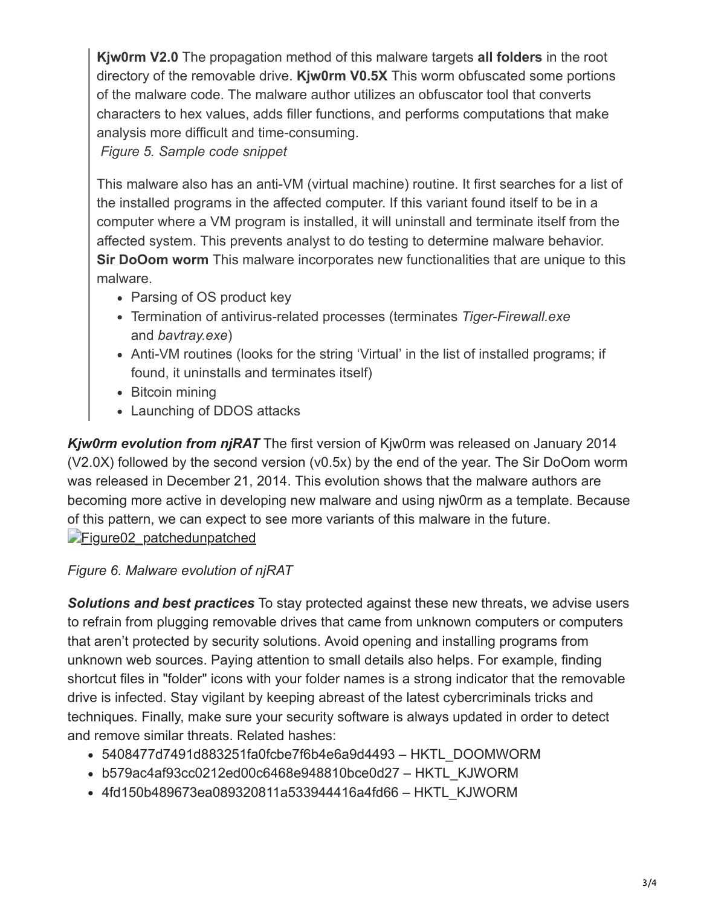> **Kjw0rm V2.0** The propagation method of this malware targets **all folders** in the root directory of the removable drive. **Kjw0rm V0.5X** This worm obfuscated some portions of the malware code. The malware author utilizes an obfuscator tool that converts characters to hex values, adds filler functions, and performs computations that make analysis more difficult and time-consuming.
> *Figure 5. Sample code snippet*
>
> This malware also has an anti-VM (virtual machine) routine. It first searches for a list of the installed programs in the affected computer. If this variant found itself to be in a computer where a VM program is installed, it will uninstall and terminate itself from the affected system. This prevents analyst to do testing to determine malware behavior. **Sir DoOom worm** This malware incorporates new functionalities that are unique to this malware.
>
> - Parsing of OS product key
> - Termination of antivirus-related processes (terminates *Tiger-Firewall.exe* and *bavtray.exe*)
> - Anti-VM routines (looks for the string 'Virtual' in the list of installed programs; if found, it uninstalls and terminates itself)
> - Bitcoin mining
> - Launching of DDOS attacks

***Kjw0rm evolution from njRAT*** The first version of Kjw0rm was released on January 2014 (V2.0X) followed by the second version (v0.5x) by the end of the year. The Sir DoOom worm was released in December 21, 2014. This evolution shows that the malware authors are becoming more active in developing new malware and using njw0rm as a template. Because of this pattern, we can expect to see more variants of this malware in the future.
Figure02_patchedunpatched

*Figure 6. Malware evolution of njRAT*

***Solutions and best practices*** To stay protected against these new threats, we advise users to refrain from plugging removable drives that came from unknown computers or computers that aren't protected by security solutions. Avoid opening and installing programs from unknown web sources. Paying attention to small details also helps. For example, finding shortcut files in "folder" icons with your folder names is a strong indicator that the removable drive is infected. Stay vigilant by keeping abreast of the latest cybercriminals tricks and techniques. Finally, make sure your security software is always updated in order to detect and remove similar threats. Related hashes:

- 5408477d7491d883251fa0fcbe7f6b4e6a9d4493 – HKTL_DOOMWORM
- b579ac4af93cc0212ed00c6468e948810bce0d27 – HKTL_KJWORM
- 4fd150b489673ea089320811a533944416a4fd66 – HKTL_KJWORM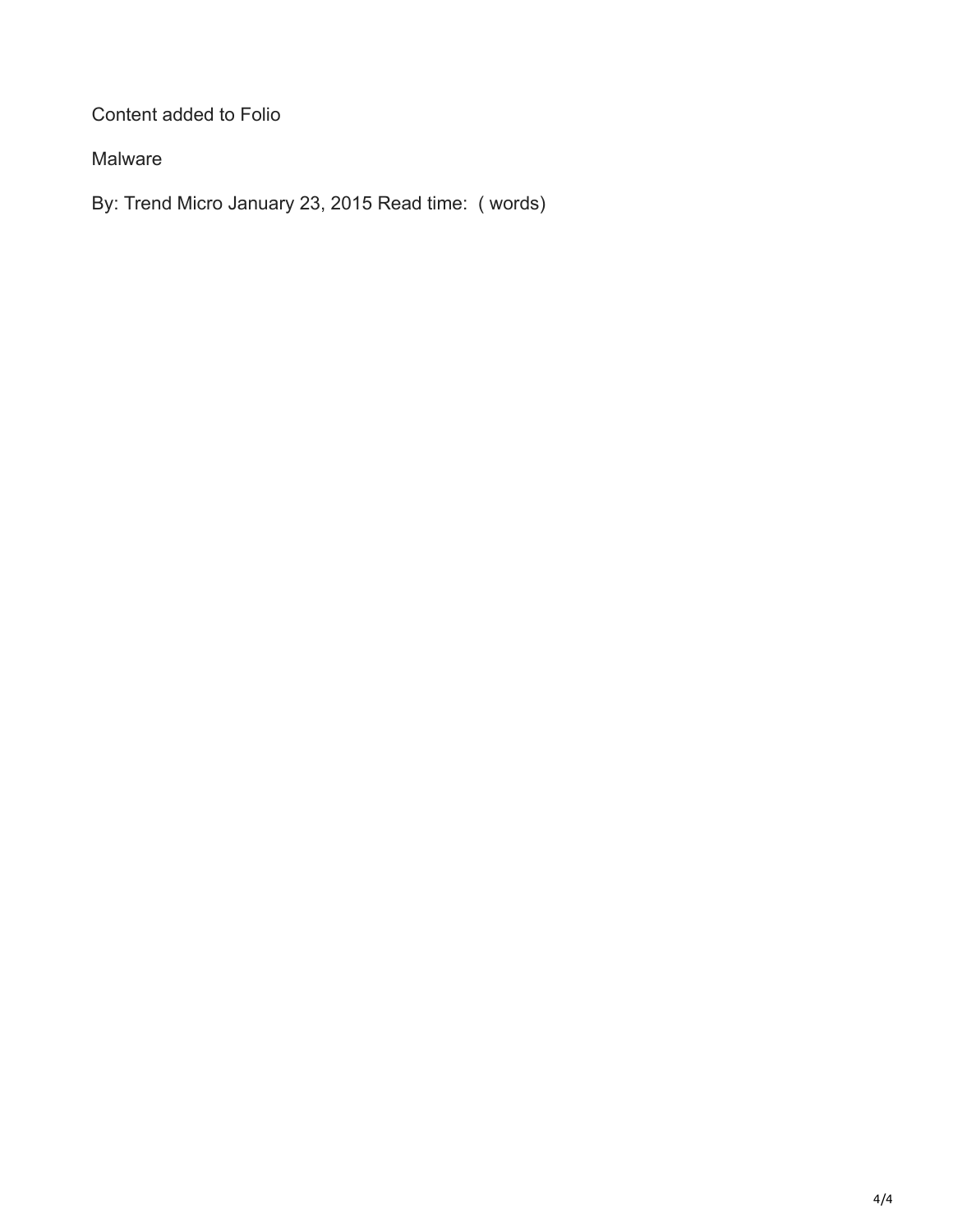Content added to Folio

Malware

By: Trend Micro January 23, 2015 Read time:  ( words)